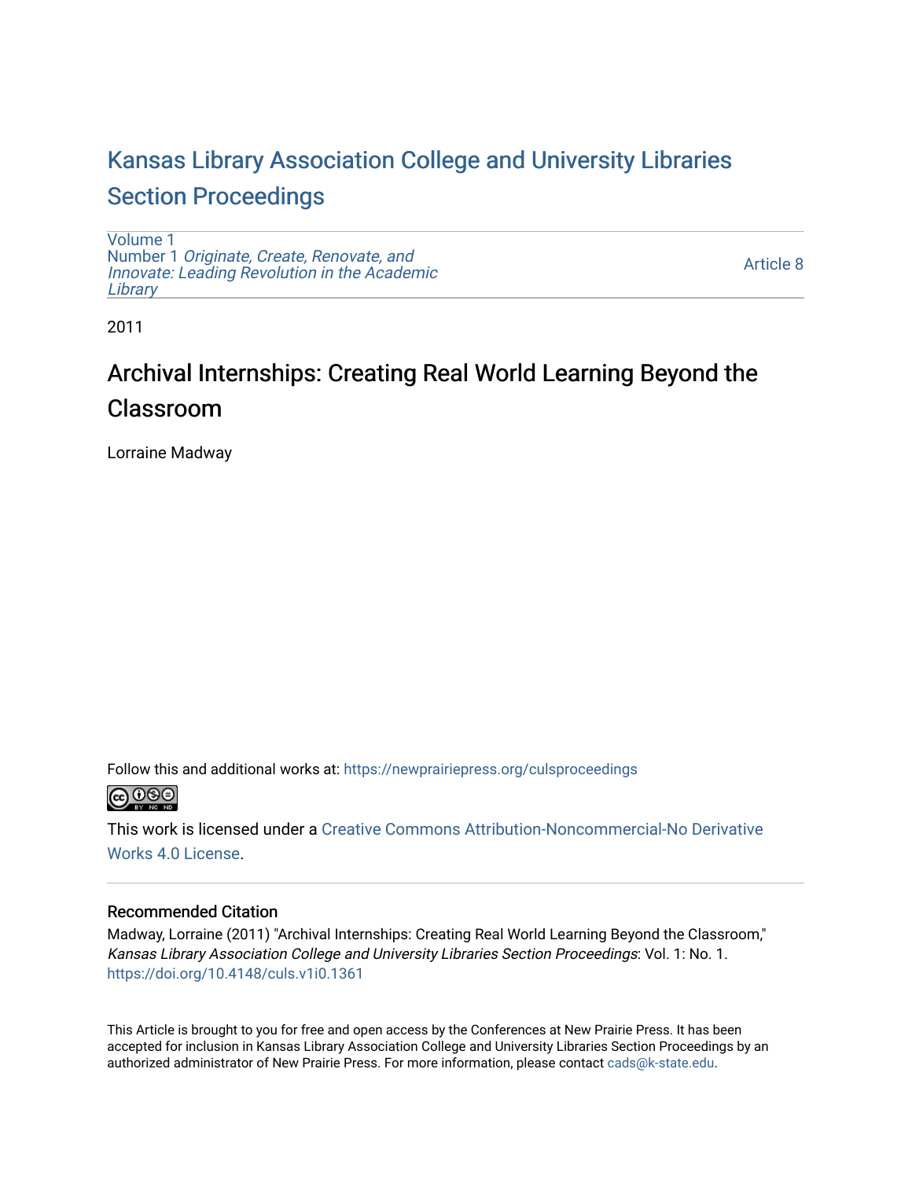Kansas Library Association College and University Libraries Section Proceedings

Volume 1
Number 1 *Originate, Create, Renovate, and Innovate: Leading Revolution in the Academic Library*

Article 8

2011

# Archival Internships: Creating Real World Learning Beyond the Classroom

Lorraine Madway

Follow this and additional works at: https://newprairiepress.org/culsproceedings

This work is licensed under a Creative Commons Attribution-Noncommercial-No Derivative Works 4.0 License.

### Recommended Citation

Madway, Lorraine (2011) "Archival Internships: Creating Real World Learning Beyond the Classroom," *Kansas Library Association College and University Libraries Section Proceedings*: Vol. 1: No. 1. https://doi.org/10.4148/culs.v1i0.1361

This Article is brought to you for free and open access by the Conferences at New Prairie Press. It has been accepted for inclusion in Kansas Library Association College and University Libraries Section Proceedings by an authorized administrator of New Prairie Press. For more information, please contact cads@k-state.edu.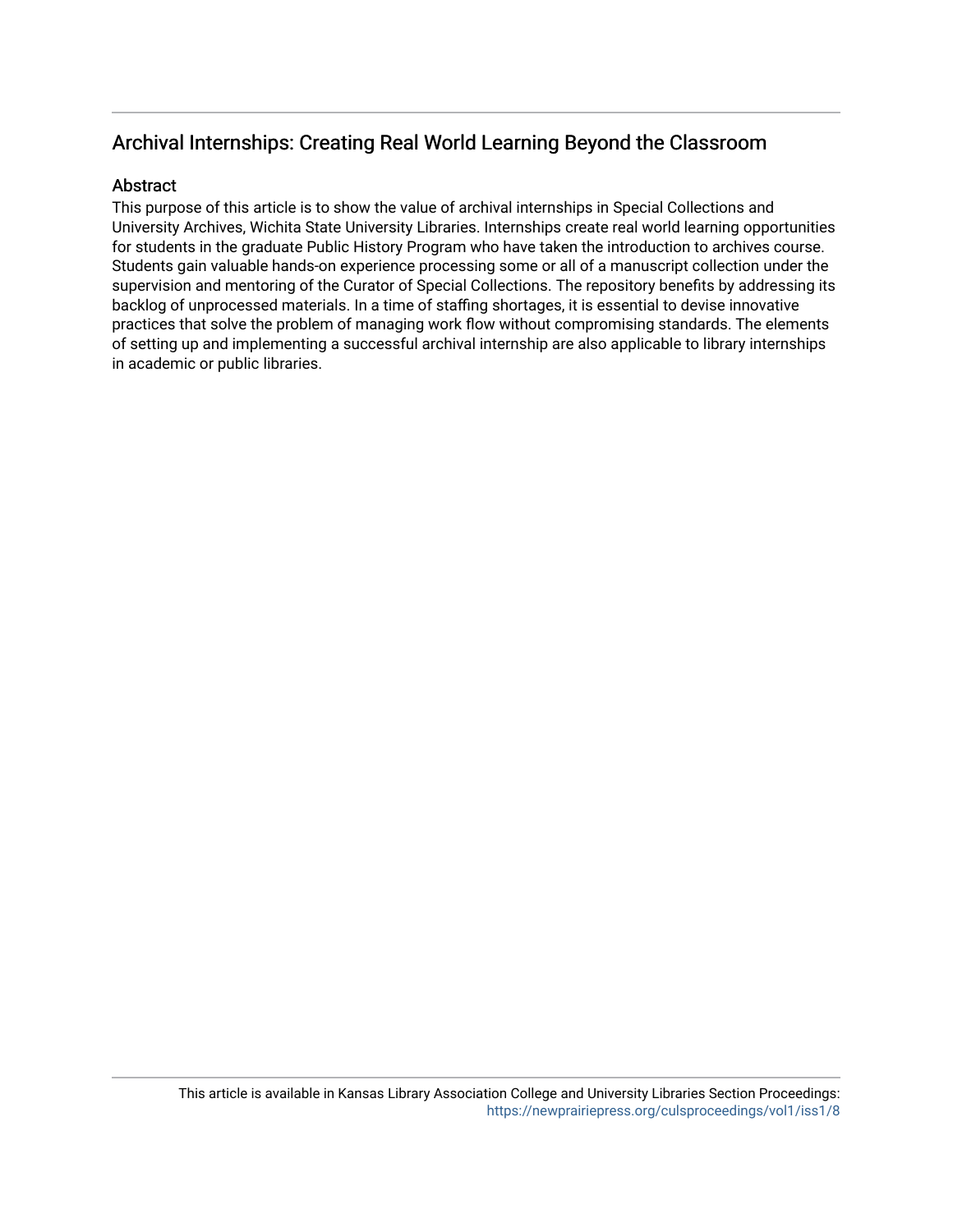## Archival Internships: Creating Real World Learning Beyond the Classroom

### Abstract

This purpose of this article is to show the value of archival internships in Special Collections and University Archives, Wichita State University Libraries. Internships create real world learning opportunities for students in the graduate Public History Program who have taken the introduction to archives course. Students gain valuable hands-on experience processing some or all of a manuscript collection under the supervision and mentoring of the Curator of Special Collections. The repository benefits by addressing its backlog of unprocessed materials. In a time of staffing shortages, it is essential to devise innovative practices that solve the problem of managing work flow without compromising standards. The elements of setting up and implementing a successful archival internship are also applicable to library internships in academic or public libraries.

This article is available in Kansas Library Association College and University Libraries Section Proceedings: https://newprairiepress.org/culsproceedings/vol1/iss1/8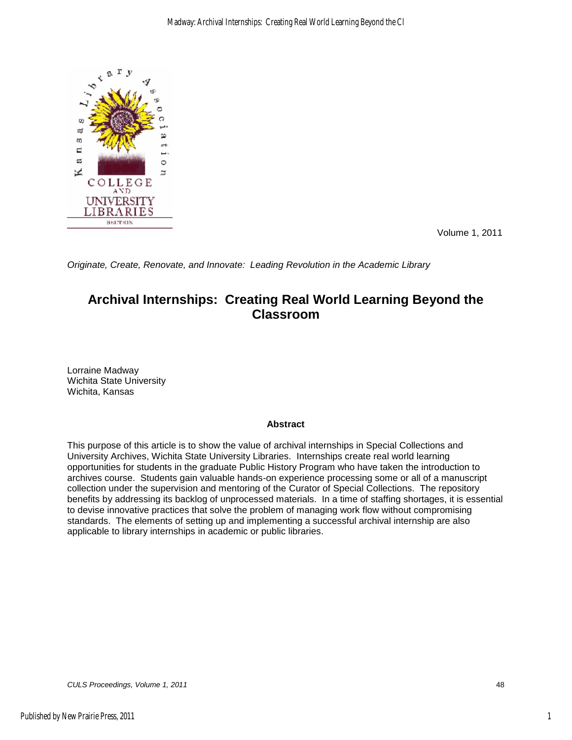Volume 1, 2011

*Originate, Create, Renovate, and Innovate: Leading Revolution in the Academic Library*

# Archival Internships: Creating Real World Learning Beyond the Classroom

Lorraine Madway
Wichita State University
Wichita, Kansas

**Abstract**

This purpose of this article is to show the value of archival internships in Special Collections and University Archives, Wichita State University Libraries. Internships create real world learning opportunities for students in the graduate Public History Program who have taken the introduction to archives course. Students gain valuable hands-on experience processing some or all of a manuscript collection under the supervision and mentoring of the Curator of Special Collections. The repository benefits by addressing its backlog of unprocessed materials. In a time of staffing shortages, it is essential to devise innovative practices that solve the problem of managing work flow without compromising standards. The elements of setting up and implementing a successful archival internship are also applicable to library internships in academic or public libraries.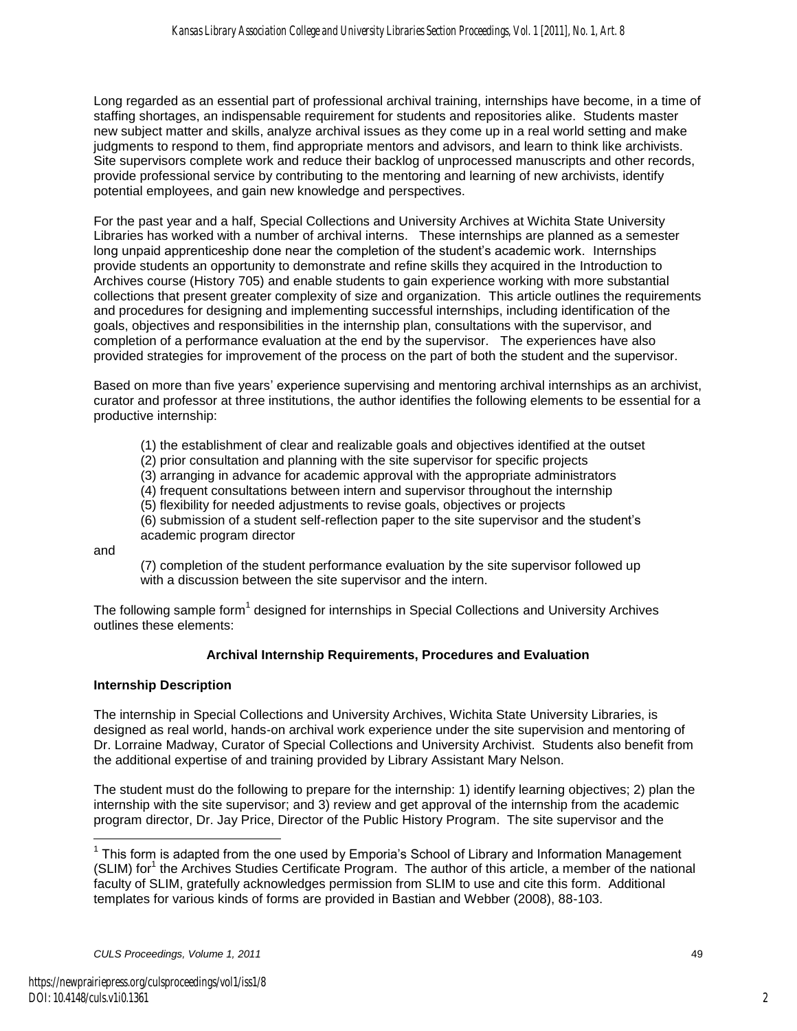Long regarded as an essential part of professional archival training, internships have become, in a time of staffing shortages, an indispensable requirement for students and repositories alike. Students master new subject matter and skills, analyze archival issues as they come up in a real world setting and make judgments to respond to them, find appropriate mentors and advisors, and learn to think like archivists. Site supervisors complete work and reduce their backlog of unprocessed manuscripts and other records, provide professional service by contributing to the mentoring and learning of new archivists, identify potential employees, and gain new knowledge and perspectives.

For the past year and a half, Special Collections and University Archives at Wichita State University Libraries has worked with a number of archival interns. These internships are planned as a semester long unpaid apprenticeship done near the completion of the student's academic work. Internships provide students an opportunity to demonstrate and refine skills they acquired in the Introduction to Archives course (History 705) and enable students to gain experience working with more substantial collections that present greater complexity of size and organization. This article outlines the requirements and procedures for designing and implementing successful internships, including identification of the goals, objectives and responsibilities in the internship plan, consultations with the supervisor, and completion of a performance evaluation at the end by the supervisor. The experiences have also provided strategies for improvement of the process on the part of both the student and the supervisor.

Based on more than five years' experience supervising and mentoring archival internships as an archivist, curator and professor at three institutions, the author identifies the following elements to be essential for a productive internship:

(1) the establishment of clear and realizable goals and objectives identified at the outset
(2) prior consultation and planning with the site supervisor for specific projects
(3) arranging in advance for academic approval with the appropriate administrators
(4) frequent consultations between intern and supervisor throughout the internship
(5) flexibility for needed adjustments to revise goals, objectives or projects
(6) submission of a student self-reflection paper to the site supervisor and the student's academic program director

and

(7) completion of the student performance evaluation by the site supervisor followed up with a discussion between the site supervisor and the intern.

The following sample form[1] designed for internships in Special Collections and University Archives outlines these elements:

**Archival Internship Requirements, Procedures and Evaluation**

**Internship Description**

The internship in Special Collections and University Archives, Wichita State University Libraries, is designed as real world, hands-on archival work experience under the site supervision and mentoring of Dr. Lorraine Madway, Curator of Special Collections and University Archivist. Students also benefit from the additional expertise of and training provided by Library Assistant Mary Nelson.

The student must do the following to prepare for the internship: 1) identify learning objectives; 2) plan the internship with the site supervisor; and 3) review and get approval of the internship from the academic program director, Dr. Jay Price, Director of the Public History Program. The site supervisor and the

[1] This form is adapted from the one used by Emporia's School of Library and Information Management (SLIM) for[1] the Archives Studies Certificate Program. The author of this article, a member of the national faculty of SLIM, gratefully acknowledges permission from SLIM to use and cite this form. Additional templates for various kinds of forms are provided in Bastian and Webber (2008), 88-103.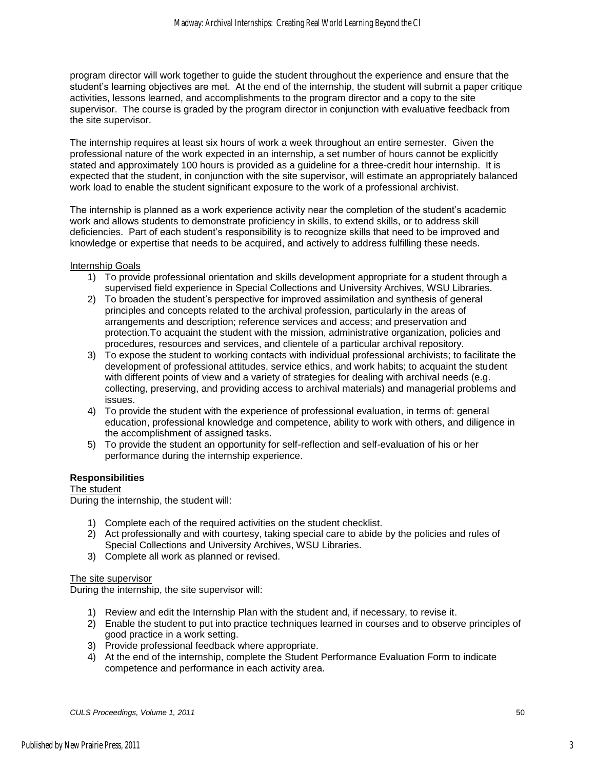program director will work together to guide the student throughout the experience and ensure that the student's learning objectives are met. At the end of the internship, the student will submit a paper critique activities, lessons learned, and accomplishments to the program director and a copy to the site supervisor. The course is graded by the program director in conjunction with evaluative feedback from the site supervisor.

The internship requires at least six hours of work a week throughout an entire semester. Given the professional nature of the work expected in an internship, a set number of hours cannot be explicitly stated and approximately 100 hours is provided as a guideline for a three-credit hour internship. It is expected that the student, in conjunction with the site supervisor, will estimate an appropriately balanced work load to enable the student significant exposure to the work of a professional archivist.

The internship is planned as a work experience activity near the completion of the student's academic work and allows students to demonstrate proficiency in skills, to extend skills, or to address skill deficiencies. Part of each student's responsibility is to recognize skills that need to be improved and knowledge or expertise that needs to be acquired, and actively to address fulfilling these needs.

Internship Goals

1) To provide professional orientation and skills development appropriate for a student through a supervised field experience in Special Collections and University Archives, WSU Libraries.
2) To broaden the student's perspective for improved assimilation and synthesis of general principles and concepts related to the archival profession, particularly in the areas of arrangements and description; reference services and access; and preservation and protection.To acquaint the student with the mission, administrative organization, policies and procedures, resources and services, and clientele of a particular archival repository.
3) To expose the student to working contacts with individual professional archivists; to facilitate the development of professional attitudes, service ethics, and work habits; to acquaint the student with different points of view and a variety of strategies for dealing with archival needs (e.g. collecting, preserving, and providing access to archival materials) and managerial problems and issues.
4) To provide the student with the experience of professional evaluation, in terms of: general education, professional knowledge and competence, ability to work with others, and diligence in the accomplishment of assigned tasks.
5) To provide the student an opportunity for self-reflection and self-evaluation of his or her performance during the internship experience.

**Responsibilities**

The student

During the internship, the student will:

1) Complete each of the required activities on the student checklist.
2) Act professionally and with courtesy, taking special care to abide by the policies and rules of Special Collections and University Archives, WSU Libraries.
3) Complete all work as planned or revised.

The site supervisor

During the internship, the site supervisor will:

1) Review and edit the Internship Plan with the student and, if necessary, to revise it.
2) Enable the student to put into practice techniques learned in courses and to observe principles of good practice in a work setting.
3) Provide professional feedback where appropriate.
4) At the end of the internship, complete the Student Performance Evaluation Form to indicate competence and performance in each activity area.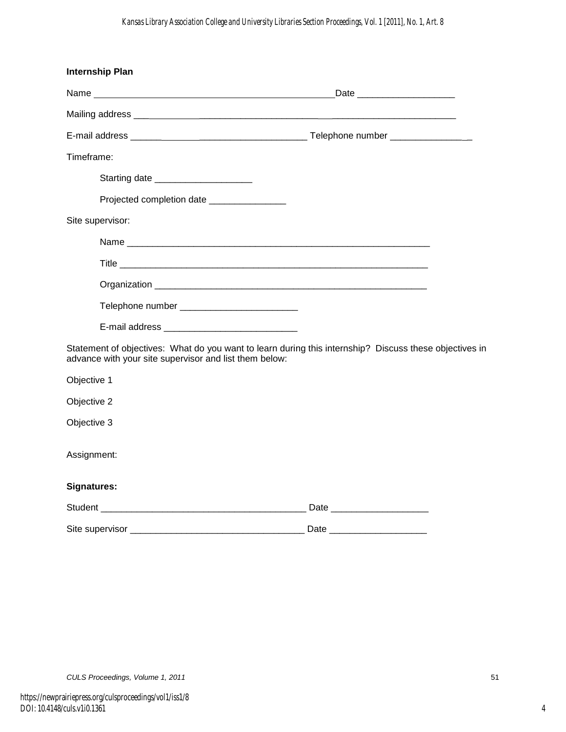**Internship Plan**

Name ______________________________________________Date ___________________

Mailing address ___________________________________________________________

E-mail address __________________________________ Telephone number ________________

Timeframe:

Starting date ___________________

Projected completion date _______________

Site supervisor:

Name ___________________________________________________________

Title ____________________________________________________________

Organization _____________________________________________________

Telephone number _______________________

E-mail address __________________________

Statement of objectives: What do you want to learn during this internship? Discuss these objectives in advance with your site supervisor and list them below:

Objective 1

Objective 2

Objective 3

Assignment:

**Signatures:**

Student ________________________________________ Date ___________________

Site supervisor __________________________________ Date ___________________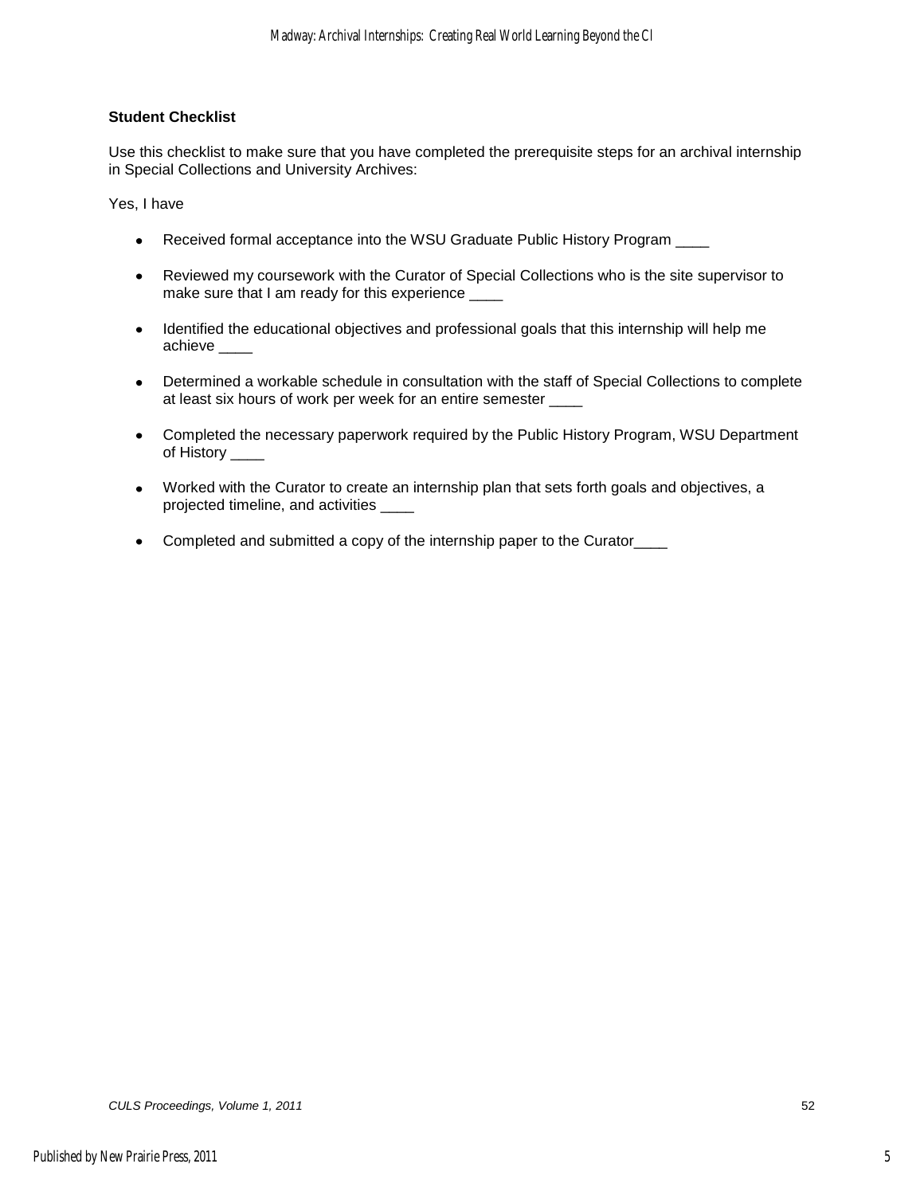**Student Checklist**

Use this checklist to make sure that you have completed the prerequisite steps for an archival internship in Special Collections and University Archives:

Yes, I have

- Received formal acceptance into the WSU Graduate Public History Program ____
- Reviewed my coursework with the Curator of Special Collections who is the site supervisor to make sure that I am ready for this experience ____
- Identified the educational objectives and professional goals that this internship will help me achieve ____
- Determined a workable schedule in consultation with the staff of Special Collections to complete at least six hours of work per week for an entire semester ____
- Completed the necessary paperwork required by the Public History Program, WSU Department of History ____
- Worked with the Curator to create an internship plan that sets forth goals and objectives, a projected timeline, and activities ____
- Completed and submitted a copy of the internship paper to the Curator____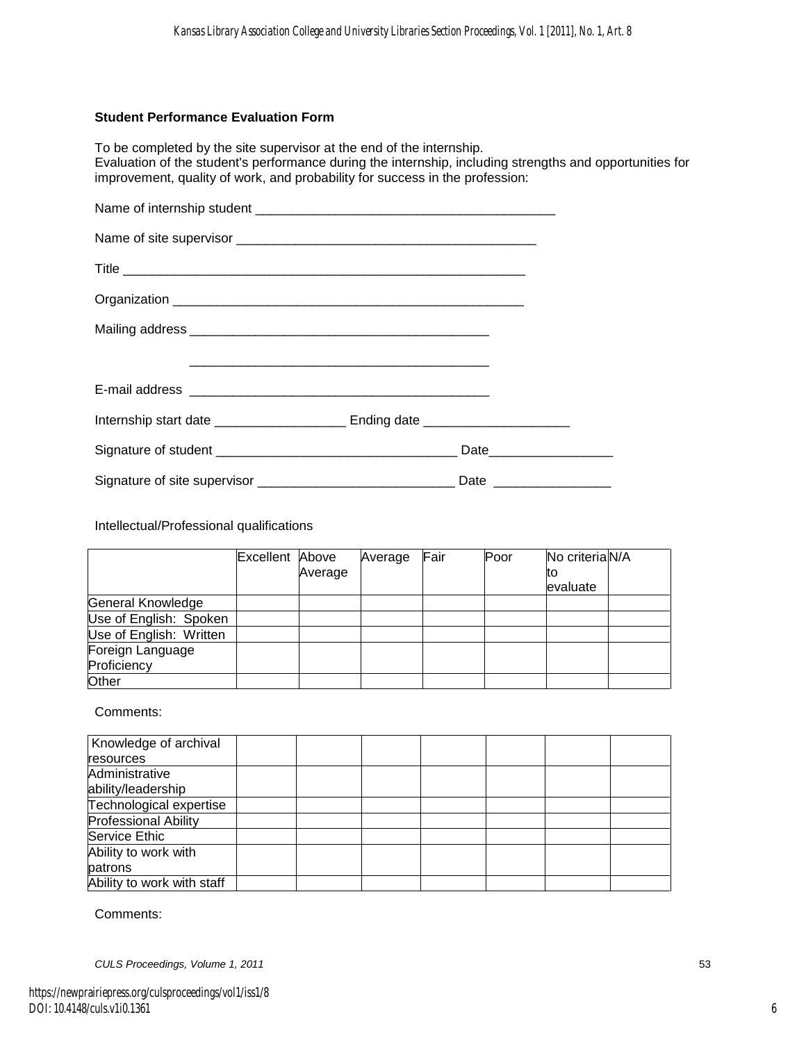**Student Performance Evaluation Form**

To be completed by the site supervisor at the end of the internship.
Evaluation of the student's performance during the internship, including strengths and opportunities for improvement, quality of work, and probability for success in the profession:

Name of internship student ___________________________________________

Name of site supervisor ___________________________________________

Title ___________________________________________________________

Organization ____________________________________________________

Mailing address ___________________________________________

___________________________________________

E-mail address ___________________________________________

Internship start date __________________ Ending date ____________________

Signature of student __________________________________ Date_________________

Signature of site supervisor ___________________________ Date ________________

Intellectual/Professional qualifications

| | Excellent | Above Average | Average | Fair | Poor | No criteria to evaluate | N/A |
|---|---|---|---|---|---|---|---|
| General Knowledge | | | | | | | |
| Use of English: Spoken | | | | | | | |
| Use of English: Written | | | | | | | |
| Foreign Language Proficiency | | | | | | | |
| Other | | | | | | | |

Comments:

| | | | | | | | |
|---|---|---|---|---|---|---|---|
| Knowledge of archival resources | | | | | | | |
| Administrative ability/leadership | | | | | | | |
| Technological expertise | | | | | | | |
| Professional Ability | | | | | | | |
| Service Ethic | | | | | | | |
| Ability to work with patrons | | | | | | | |
| Ability to work with staff | | | | | | | |

Comments: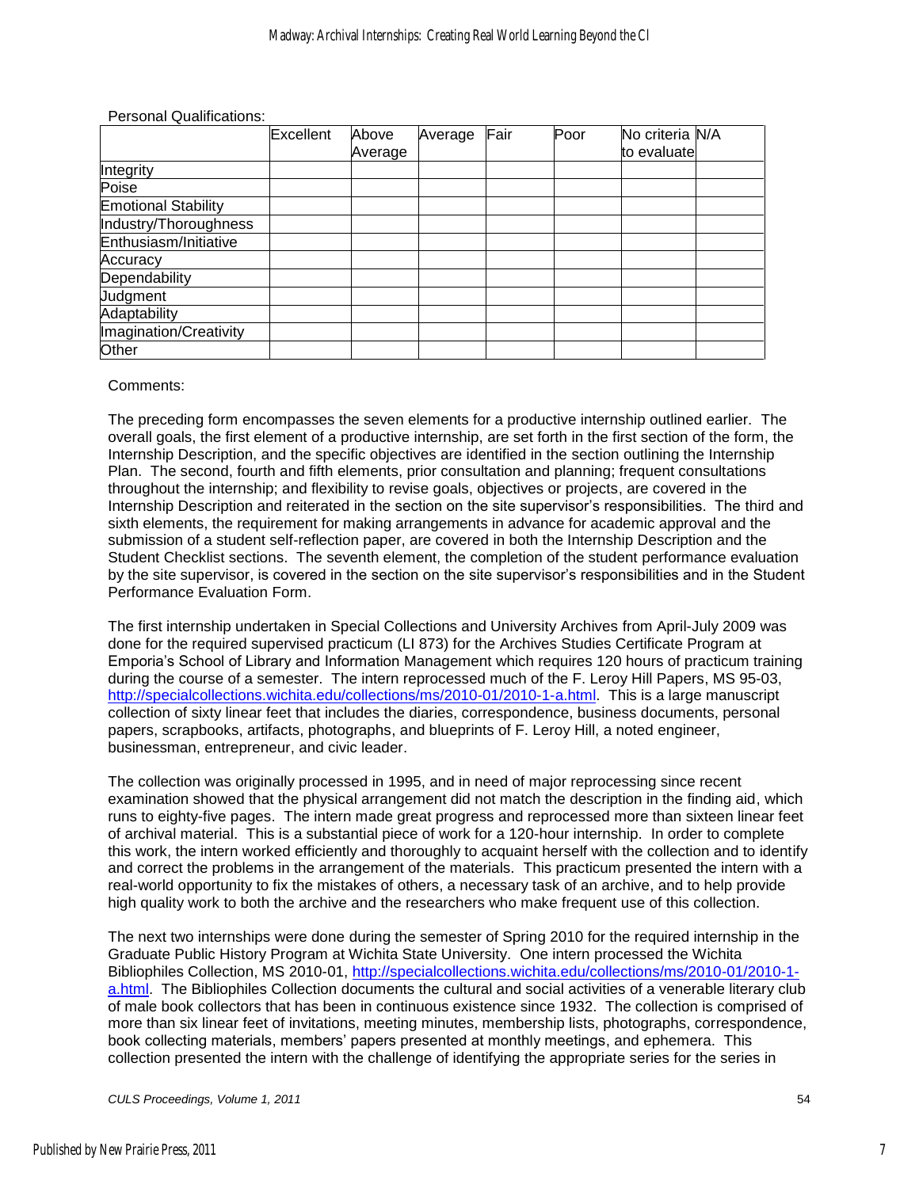Personal Qualifications:

| | Excellent | Above Average | Average | Fair | Poor | No criteria to evaluate | N/A |
|---|---|---|---|---|---|---|---|
| Integrity | | | | | | | |
| Poise | | | | | | | |
| Emotional Stability | | | | | | | |
| Industry/Thoroughness | | | | | | | |
| Enthusiasm/Initiative | | | | | | | |
| Accuracy | | | | | | | |
| Dependability | | | | | | | |
| Judgment | | | | | | | |
| Adaptability | | | | | | | |
| Imagination/Creativity | | | | | | | |
| Other | | | | | | | |

Comments:

The preceding form encompasses the seven elements for a productive internship outlined earlier. The overall goals, the first element of a productive internship, are set forth in the first section of the form, the Internship Description, and the specific objectives are identified in the section outlining the Internship Plan. The second, fourth and fifth elements, prior consultation and planning; frequent consultations throughout the internship; and flexibility to revise goals, objectives or projects, are covered in the Internship Description and reiterated in the section on the site supervisor's responsibilities. The third and sixth elements, the requirement for making arrangements in advance for academic approval and the submission of a student self-reflection paper, are covered in both the Internship Description and the Student Checklist sections. The seventh element, the completion of the student performance evaluation by the site supervisor, is covered in the section on the site supervisor's responsibilities and in the Student Performance Evaluation Form.

The first internship undertaken in Special Collections and University Archives from April-July 2009 was done for the required supervised practicum (LI 873) for the Archives Studies Certificate Program at Emporia's School of Library and Information Management which requires 120 hours of practicum training during the course of a semester. The intern reprocessed much of the F. Leroy Hill Papers, MS 95-03, http://specialcollections.wichita.edu/collections/ms/2010-01/2010-1-a.html. This is a large manuscript collection of sixty linear feet that includes the diaries, correspondence, business documents, personal papers, scrapbooks, artifacts, photographs, and blueprints of F. Leroy Hill, a noted engineer, businessman, entrepreneur, and civic leader.

The collection was originally processed in 1995, and in need of major reprocessing since recent examination showed that the physical arrangement did not match the description in the finding aid, which runs to eighty-five pages. The intern made great progress and reprocessed more than sixteen linear feet of archival material. This is a substantial piece of work for a 120-hour internship. In order to complete this work, the intern worked efficiently and thoroughly to acquaint herself with the collection and to identify and correct the problems in the arrangement of the materials. This practicum presented the intern with a real-world opportunity to fix the mistakes of others, a necessary task of an archive, and to help provide high quality work to both the archive and the researchers who make frequent use of this collection.

The next two internships were done during the semester of Spring 2010 for the required internship in the Graduate Public History Program at Wichita State University. One intern processed the Wichita Bibliophiles Collection, MS 2010-01, http://specialcollections.wichita.edu/collections/ms/2010-01/2010-1-a.html. The Bibliophiles Collection documents the cultural and social activities of a venerable literary club of male book collectors that has been in continuous existence since 1932. The collection is comprised of more than six linear feet of invitations, meeting minutes, membership lists, photographs, correspondence, book collecting materials, members' papers presented at monthly meetings, and ephemera. This collection presented the intern with the challenge of identifying the appropriate series for the series in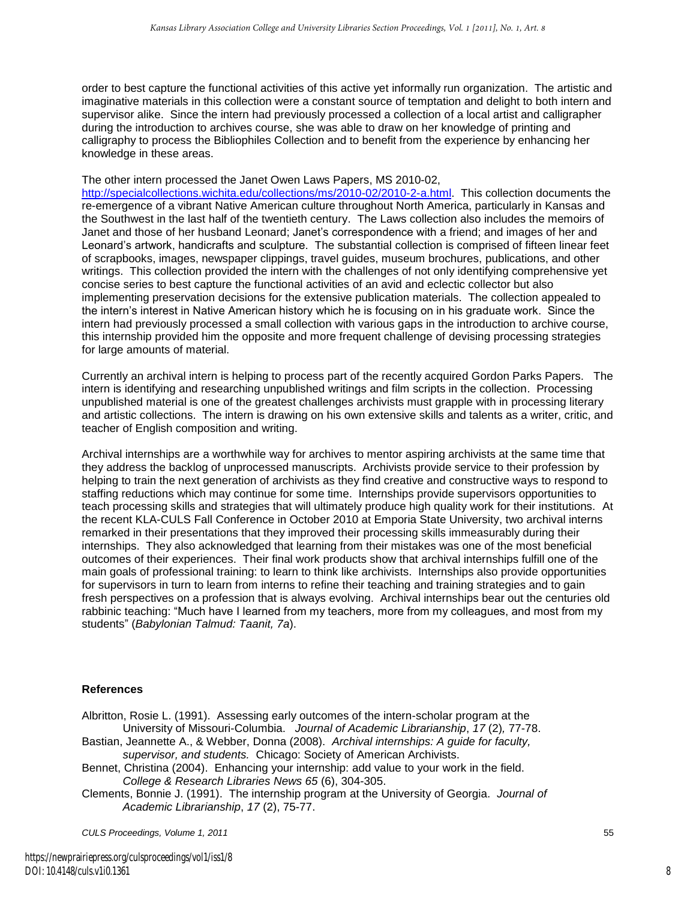order to best capture the functional activities of this active yet informally run organization. The artistic and imaginative materials in this collection were a constant source of temptation and delight to both intern and supervisor alike. Since the intern had previously processed a collection of a local artist and calligrapher during the introduction to archives course, she was able to draw on her knowledge of printing and calligraphy to process the Bibliophiles Collection and to benefit from the experience by enhancing her knowledge in these areas.

The other intern processed the Janet Owen Laws Papers, MS 2010-02, http://specialcollections.wichita.edu/collections/ms/2010-02/2010-2-a.html. This collection documents the re-emergence of a vibrant Native American culture throughout North America, particularly in Kansas and the Southwest in the last half of the twentieth century. The Laws collection also includes the memoirs of Janet and those of her husband Leonard; Janet's correspondence with a friend; and images of her and Leonard's artwork, handicrafts and sculpture. The substantial collection is comprised of fifteen linear feet of scrapbooks, images, newspaper clippings, travel guides, museum brochures, publications, and other writings. This collection provided the intern with the challenges of not only identifying comprehensive yet concise series to best capture the functional activities of an avid and eclectic collector but also implementing preservation decisions for the extensive publication materials. The collection appealed to the intern's interest in Native American history which he is focusing on in his graduate work. Since the intern had previously processed a small collection with various gaps in the introduction to archive course, this internship provided him the opposite and more frequent challenge of devising processing strategies for large amounts of material.

Currently an archival intern is helping to process part of the recently acquired Gordon Parks Papers. The intern is identifying and researching unpublished writings and film scripts in the collection. Processing unpublished material is one of the greatest challenges archivists must grapple with in processing literary and artistic collections. The intern is drawing on his own extensive skills and talents as a writer, critic, and teacher of English composition and writing.

Archival internships are a worthwhile way for archives to mentor aspiring archivists at the same time that they address the backlog of unprocessed manuscripts. Archivists provide service to their profession by helping to train the next generation of archivists as they find creative and constructive ways to respond to staffing reductions which may continue for some time. Internships provide supervisors opportunities to teach processing skills and strategies that will ultimately produce high quality work for their institutions. At the recent KLA-CULS Fall Conference in October 2010 at Emporia State University, two archival interns remarked in their presentations that they improved their processing skills immeasurably during their internships. They also acknowledged that learning from their mistakes was one of the most beneficial outcomes of their experiences. Their final work products show that archival internships fulfill one of the main goals of professional training: to learn to think like archivists. Internships also provide opportunities for supervisors in turn to learn from interns to refine their teaching and training strategies and to gain fresh perspectives on a profession that is always evolving. Archival internships bear out the centuries old rabbinic teaching: "Much have I learned from my teachers, more from my colleagues, and most from my students" (*Babylonian Talmud: Taanit, 7a*).

## References

Albritton, Rosie L. (1991). Assessing early outcomes of the intern-scholar program at the University of Missouri-Columbia. *Journal of Academic Librarianship*, *17* (2), 77-78.

Bastian, Jeannette A., & Webber, Donna (2008). *Archival internships: A guide for faculty, supervisor, and students.* Chicago: Society of American Archivists.

Bennet, Christina (2004). Enhancing your internship: add value to your work in the field. *College & Research Libraries News 65* (6), 304-305.

Clements, Bonnie J. (1991). The internship program at the University of Georgia. *Journal of Academic Librarianship*, *17* (2), 75-77.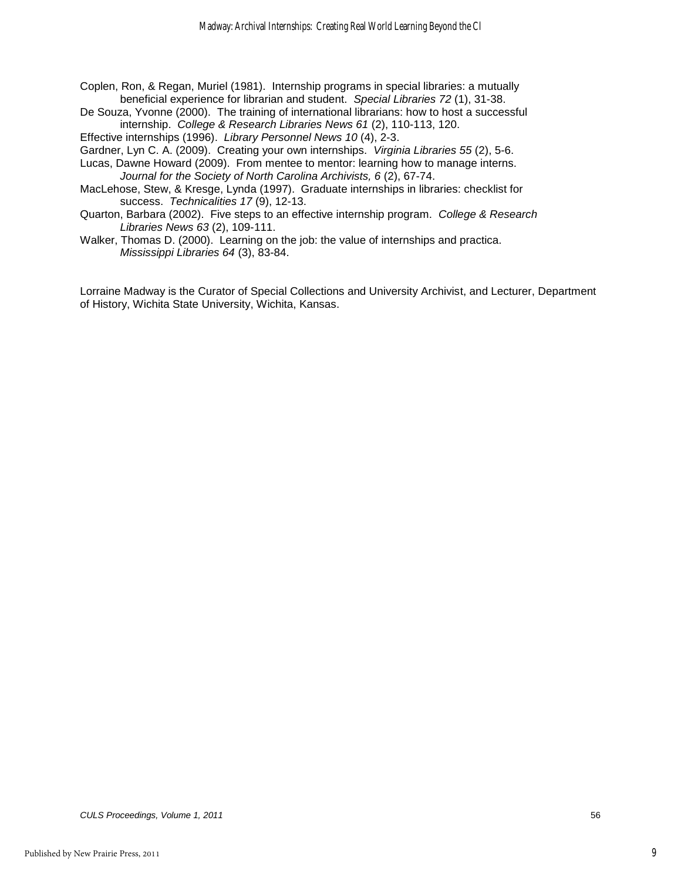Coplen, Ron, & Regan, Muriel (1981). Internship programs in special libraries: a mutually beneficial experience for librarian and student. *Special Libraries 72* (1), 31-38.

De Souza, Yvonne (2000). The training of international librarians: how to host a successful internship. *College & Research Libraries News 61* (2), 110-113, 120.

Effective internships (1996). *Library Personnel News 10* (4), 2-3.

Gardner, Lyn C. A. (2009). Creating your own internships. *Virginia Libraries 55* (2), 5-6.

Lucas, Dawne Howard (2009). From mentee to mentor: learning how to manage interns. *Journal for the Society of North Carolina Archivists, 6* (2), 67-74.

MacLehose, Stew, & Kresge, Lynda (1997). Graduate internships in libraries: checklist for success. *Technicalities 17* (9), 12-13.

Quarton, Barbara (2002). Five steps to an effective internship program. *College & Research Libraries News 63* (2), 109-111.

Walker, Thomas D. (2000). Learning on the job: the value of internships and practica. *Mississippi Libraries 64* (3), 83-84.

Lorraine Madway is the Curator of Special Collections and University Archivist, and Lecturer, Department of History, Wichita State University, Wichita, Kansas.